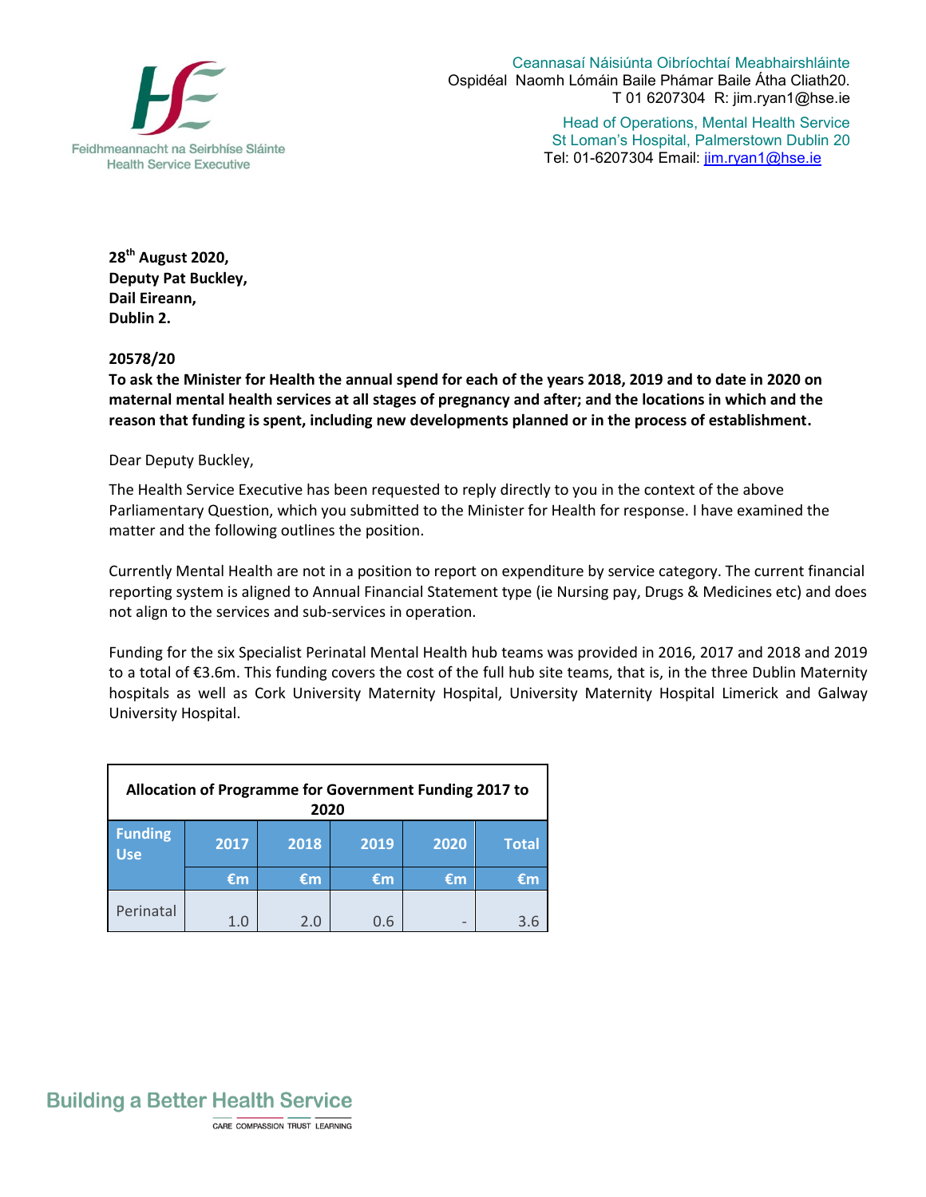Feidhmeannacht na Seirbhíse Sláinte
Health Service Executive

Ceannasaí Náisiúnta Oibríochtaí Meabhairshláinte
Ospidéal Naomh Lómáin Baile Phámar Baile Átha Cliath20.
T 01 6207304 R: jim.ryan1@hse.ie

Head of Operations, Mental Health Service
St Loman's Hospital, Palmerstown Dublin 20
Tel: 01-6207304 Email: jim.ryan1@hse.ie

**28th August 2020,**
**Deputy Pat Buckley,**
**Dail Eireann,**
**Dublin 2.**

**20578/20**
**To ask the Minister for Health the annual spend for each of the years 2018, 2019 and to date in 2020 on maternal mental health services at all stages of pregnancy and after; and the locations in which and the reason that funding is spent, including new developments planned or in the process of establishment.**

Dear Deputy Buckley,

The Health Service Executive has been requested to reply directly to you in the context of the above Parliamentary Question, which you submitted to the Minister for Health for response. I have examined the matter and the following outlines the position.

Currently Mental Health are not in a position to report on expenditure by service category. The current financial reporting system is aligned to Annual Financial Statement type (ie Nursing pay, Drugs & Medicines etc) and does not align to the services and sub-services in operation.

Funding for the six Specialist Perinatal Mental Health hub teams was provided in 2016, 2017 and 2018 and 2019 to a total of €3.6m. This funding covers the cost of the full hub site teams, that is, in the three Dublin Maternity hospitals as well as Cork University Maternity Hospital, University Maternity Hospital Limerick and Galway University Hospital.

| Allocation of Programme for Government Funding 2017 to 2020 | | | | | |
|---|---|---|---|---|---|
| Funding Use | 2017 | 2018 | 2019 | 2020 | Total |
| | €m | €m | €m | €m | €m |
| Perinatal | 1.0 | 2.0 | 0.6 | - | 3.6 |

Building a Better Health Service
CARE COMPASSION TRUST LEARNING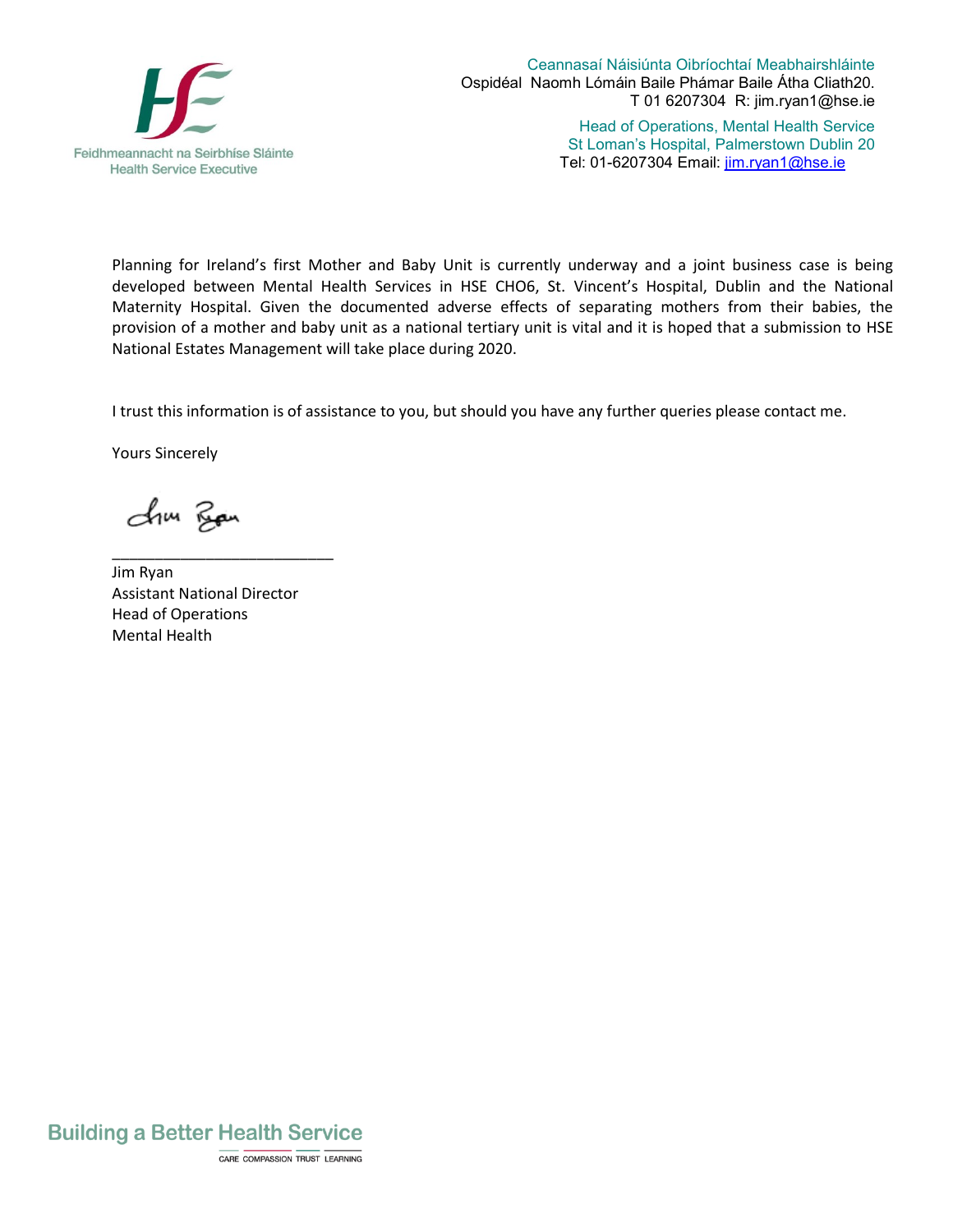Ceannasaí Náisiúnta Oibríochtaí Meabhairshláinte
Ospidéal Naomh Lómáin Baile Phámar Baile Átha Cliath20.
T 01 6207304 R: jim.ryan1@hse.ie

Head of Operations, Mental Health Service
St Loman's Hospital, Palmerstown Dublin 20
Tel: 01-6207304 Email: jim.ryan1@hse.ie

Planning for Ireland's first Mother and Baby Unit is currently underway and a joint business case is being developed between Mental Health Services in HSE CHO6, St. Vincent's Hospital, Dublin and the National Maternity Hospital. Given the documented adverse effects of separating mothers from their babies, the provision of a mother and baby unit as a national tertiary unit is vital and it is hoped that a submission to HSE National Estates Management will take place during 2020.

I trust this information is of assistance to you, but should you have any further queries please contact me.

Yours Sincerely

\_\_\_\_\_\_\_\_\_\_\_\_\_\_\_\_\_\_\_\_\_\_\_\_\_\_\_

Jim Ryan
Assistant National Director
Head of Operations
Mental Health